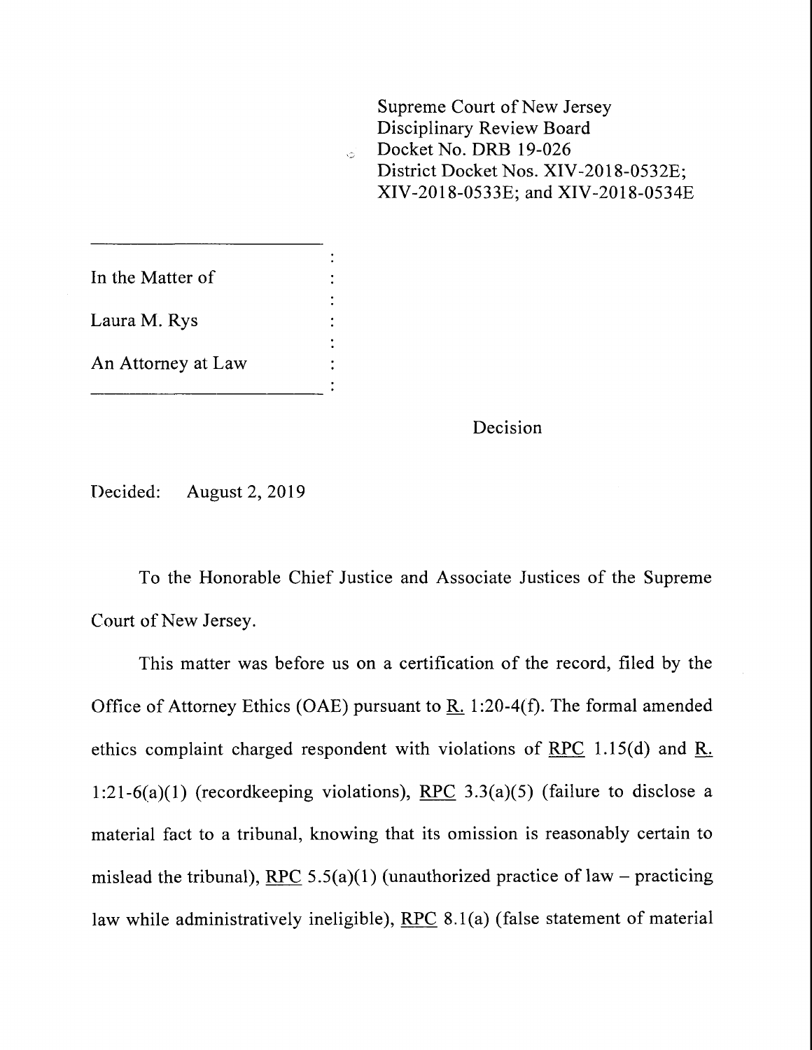Supreme Court of New Jersey
Disciplinary Review Board
Docket No. DRB 19-026
District Docket Nos. XIV-2018-0532E;
XIV-2018-0533E; and XIV-2018-0534E

In the Matter of

Laura M. Rys

An Attorney at Law

Decision

Decided: August 2, 2019

To the Honorable Chief Justice and Associate Justices of the Supreme Court of New Jersey.

This matter was before us on a certification of the record, filed by the Office of Attorney Ethics (OAE) pursuant to R. 1:20-4(f). The formal amended ethics complaint charged respondent with violations of RPC 1.15(d) and R. 1:21-6(a)(1) (recordkeeping violations), RPC 3.3(a)(5) (failure to disclose a material fact to a tribunal, knowing that its omission is reasonably certain to mislead the tribunal), RPC 5.5(a)(1) (unauthorized practice of law – practicing law while administratively ineligible), RPC 8.1(a) (false statement of material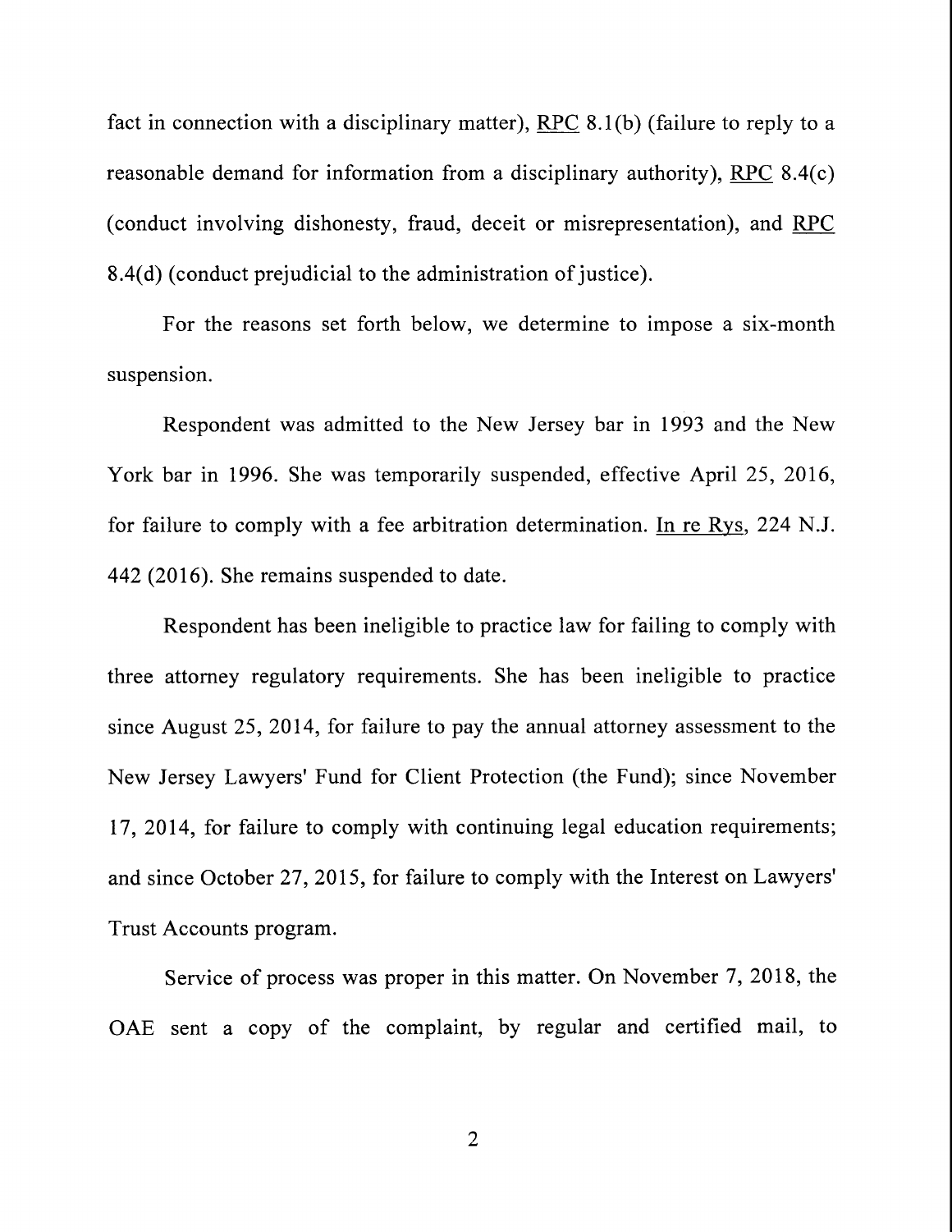fact in connection with a disciplinary matter), RPC 8.1(b) (failure to reply to a reasonable demand for information from a disciplinary authority), RPC 8.4(c) (conduct involving dishonesty, fraud, deceit or misrepresentation), and RPC 8.4(d) (conduct prejudicial to the administration of justice).

For the reasons set forth below, we determine to impose a six-month suspension.

Respondent was admitted to the New Jersey bar in 1993 and the New York bar in 1996. She was temporarily suspended, effective April 25, 2016, for failure to comply with a fee arbitration determination. In re Rys, 224 N.J. 442 (2016). She remains suspended to date.

Respondent has been ineligible to practice law for failing to comply with three attorney regulatory requirements. She has been ineligible to practice since August 25, 2014, for failure to pay the annual attorney assessment to the New Jersey Lawyers' Fund for Client Protection (the Fund); since November 17, 2014, for failure to comply with continuing legal education requirements; and since October 27, 2015, for failure to comply with the Interest on Lawyers' Trust Accounts program.

Service of process was proper in this matter. On November 7, 2018, the OAE sent a copy of the complaint, by regular and certified mail, to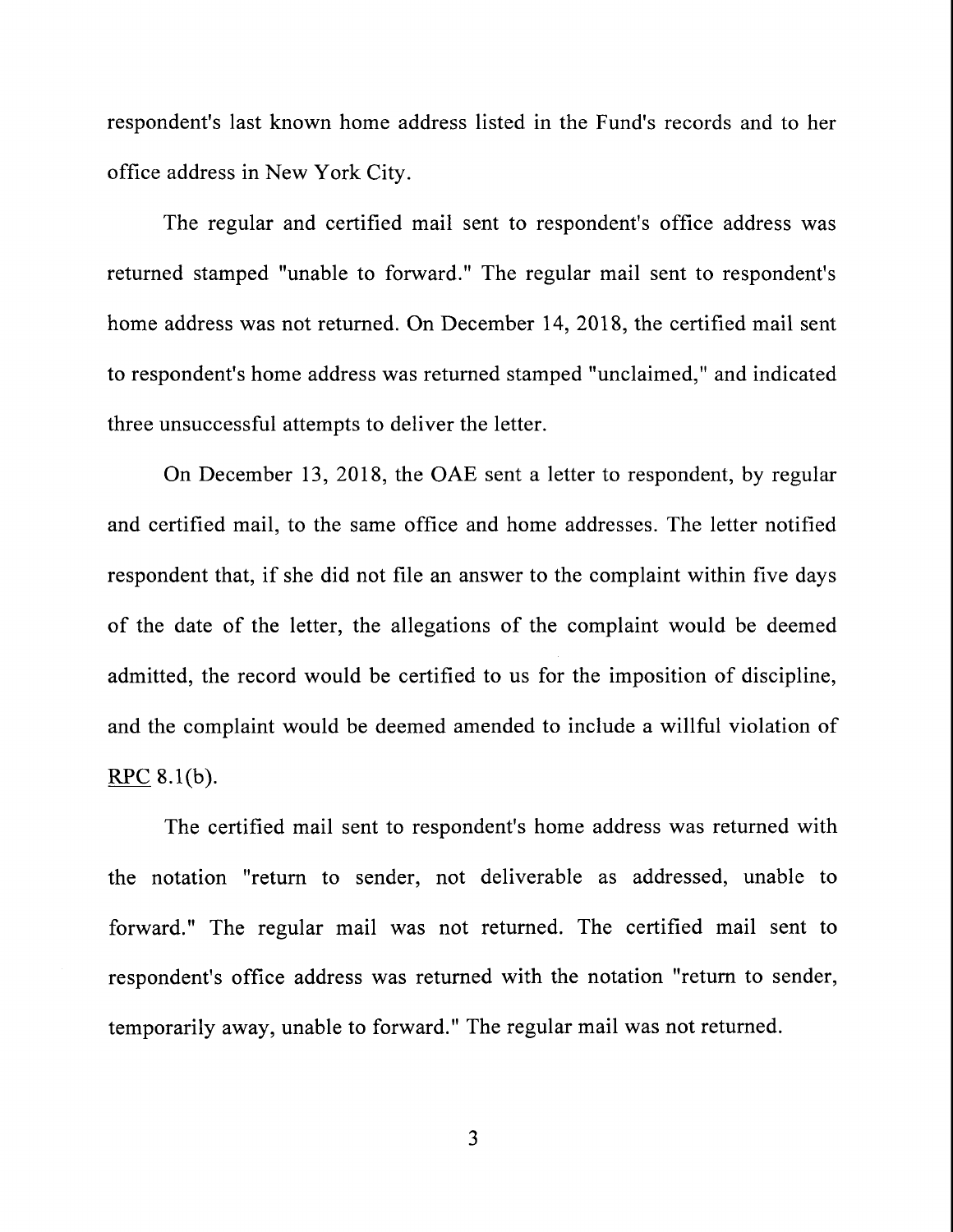respondent's last known home address listed in the Fund's records and to her office address in New York City.

The regular and certified mail sent to respondent's office address was returned stamped "unable to forward." The regular mail sent to respondent's home address was not returned. On December 14, 2018, the certified mail sent to respondent's home address was returned stamped "unclaimed," and indicated three unsuccessful attempts to deliver the letter.

On December 13, 2018, the OAE sent a letter to respondent, by regular and certified mail, to the same office and home addresses. The letter notified respondent that, if she did not file an answer to the complaint within five days of the date of the letter, the allegations of the complaint would be deemed admitted, the record would be certified to us for the imposition of discipline, and the complaint would be deemed amended to include a willful violation of RPC 8.1(b).

The certified mail sent to respondent's home address was returned with the notation "return to sender, not deliverable as addressed, unable to forward." The regular mail was not returned. The certified mail sent to respondent's office address was returned with the notation "return to sender, temporarily away, unable to forward." The regular mail was not returned.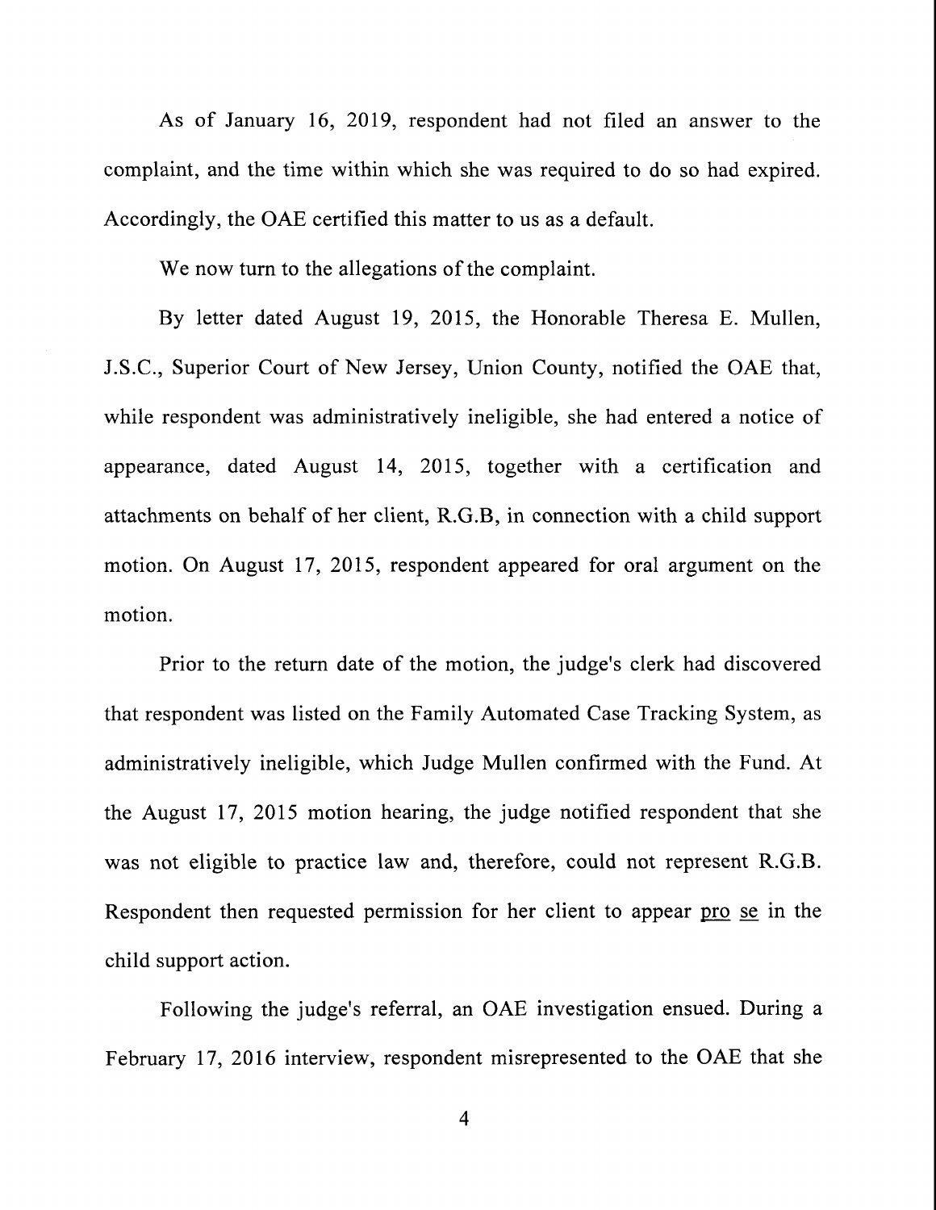As of January 16, 2019, respondent had not filed an answer to the complaint, and the time within which she was required to do so had expired. Accordingly, the OAE certified this matter to us as a default.

We now turn to the allegations of the complaint.

By letter dated August 19, 2015, the Honorable Theresa E. Mullen, J.S.C., Superior Court of New Jersey, Union County, notified the OAE that, while respondent was administratively ineligible, she had entered a notice of appearance, dated August 14, 2015, together with a certification and attachments on behalf of her client, R.G.B, in connection with a child support motion. On August 17, 2015, respondent appeared for oral argument on the motion.

Prior to the return date of the motion, the judge's clerk had discovered that respondent was listed on the Family Automated Case Tracking System, as administratively ineligible, which Judge Mullen confirmed with the Fund. At the August 17, 2015 motion hearing, the judge notified respondent that she was not eligible to practice law and, therefore, could not represent R.G.B. Respondent then requested permission for her client to appear pro se in the child support action.

Following the judge's referral, an OAE investigation ensued. During a February 17, 2016 interview, respondent misrepresented to the OAE that she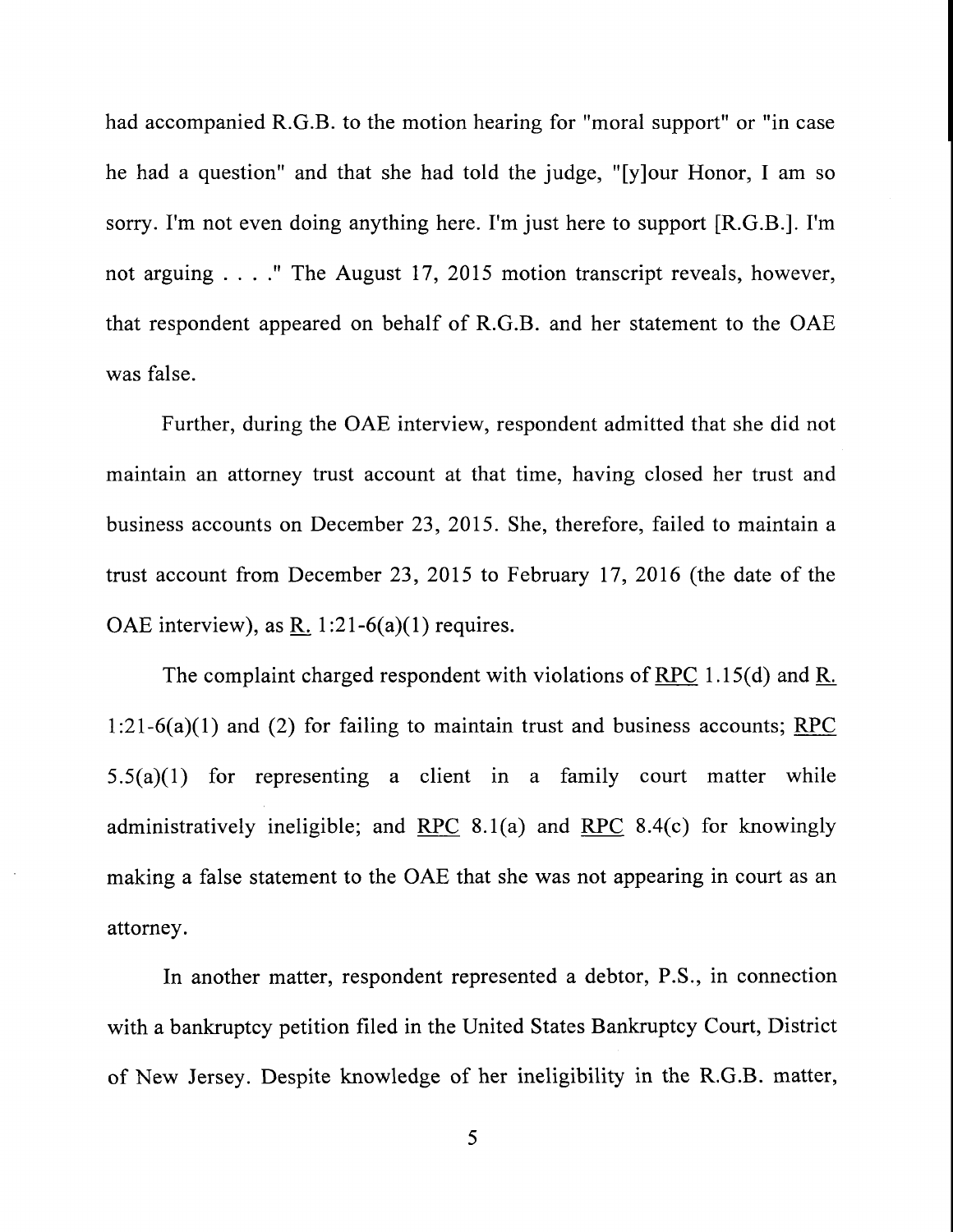had accompanied R.G.B. to the motion hearing for "moral support" or "in case he had a question" and that she had told the judge, "[y]our Honor, I am so sorry. I'm not even doing anything here. I'm just here to support [R.G.B.]. I'm not arguing . . . ." The August 17, 2015 motion transcript reveals, however, that respondent appeared on behalf of R.G.B. and her statement to the OAE was false.

Further, during the OAE interview, respondent admitted that she did not maintain an attorney trust account at that time, having closed her trust and business accounts on December 23, 2015. She, therefore, failed to maintain a trust account from December 23, 2015 to February 17, 2016 (the date of the OAE interview), as R. 1:21-6(a)(1) requires.

The complaint charged respondent with violations of RPC 1.15(d) and R. 1:21-6(a)(1) and (2) for failing to maintain trust and business accounts; RPC 5.5(a)(1) for representing a client in a family court matter while administratively ineligible; and RPC 8.1(a) and RPC 8.4(c) for knowingly making a false statement to the OAE that she was not appearing in court as an attorney.

In another matter, respondent represented a debtor, P.S., in connection with a bankruptcy petition filed in the United States Bankruptcy Court, District of New Jersey. Despite knowledge of her ineligibility in the R.G.B. matter,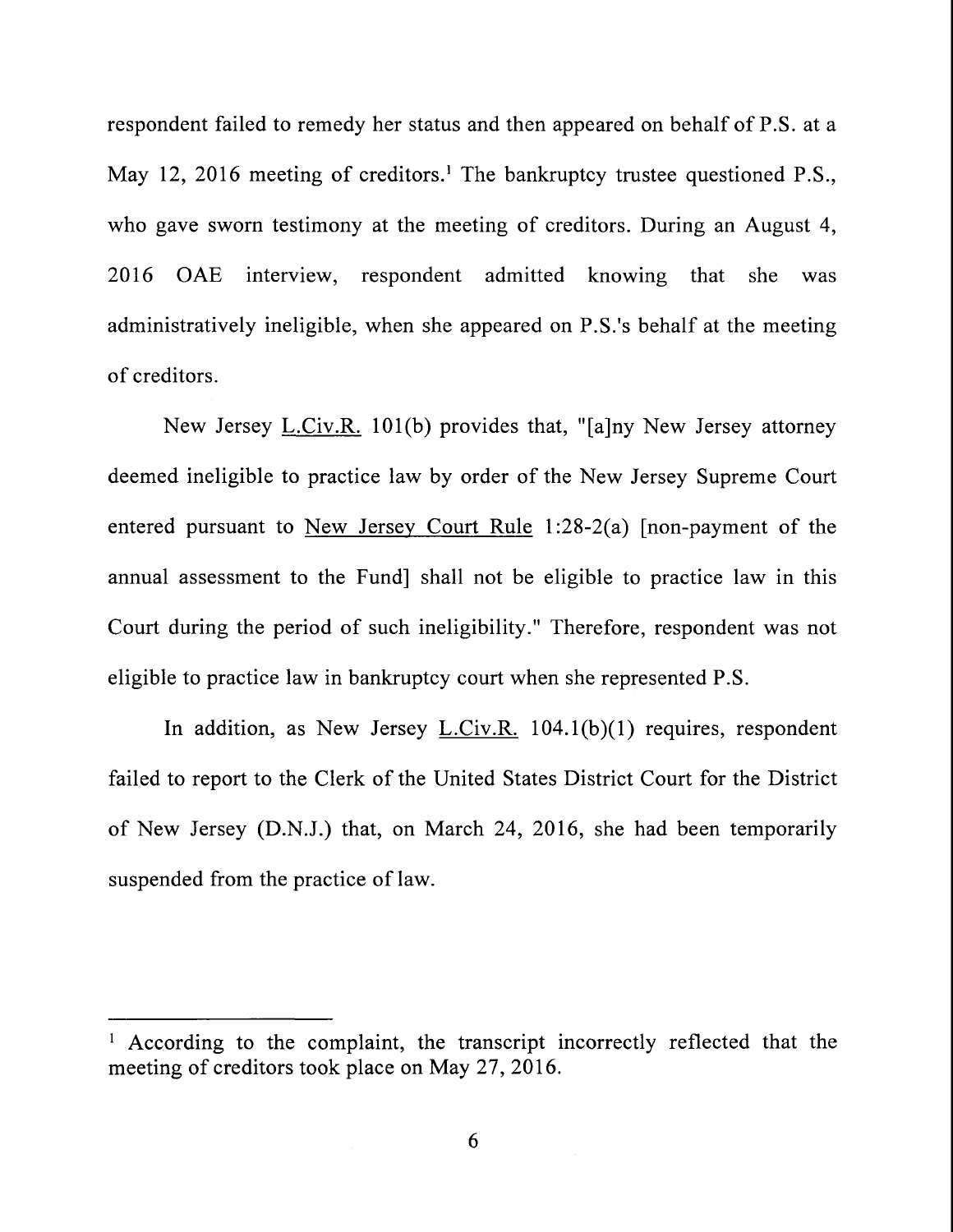respondent failed to remedy her status and then appeared on behalf of P.S. at a May 12, 2016 meeting of creditors.[1] The bankruptcy trustee questioned P.S., who gave sworn testimony at the meeting of creditors. During an August 4, 2016 OAE interview, respondent admitted knowing that she was administratively ineligible, when she appeared on P.S.'s behalf at the meeting of creditors.

New Jersey L.Civ.R. 101(b) provides that, "[a]ny New Jersey attorney deemed ineligible to practice law by order of the New Jersey Supreme Court entered pursuant to New Jersey Court Rule 1:28-2(a) [non-payment of the annual assessment to the Fund] shall not be eligible to practice law in this Court during the period of such ineligibility." Therefore, respondent was not eligible to practice law in bankruptcy court when she represented P.S.

In addition, as New Jersey L.Civ.R. 104.1(b)(1) requires, respondent failed to report to the Clerk of the United States District Court for the District of New Jersey (D.N.J.) that, on March 24, 2016, she had been temporarily suspended from the practice of law.

---

[1] According to the complaint, the transcript incorrectly reflected that the meeting of creditors took place on May 27, 2016.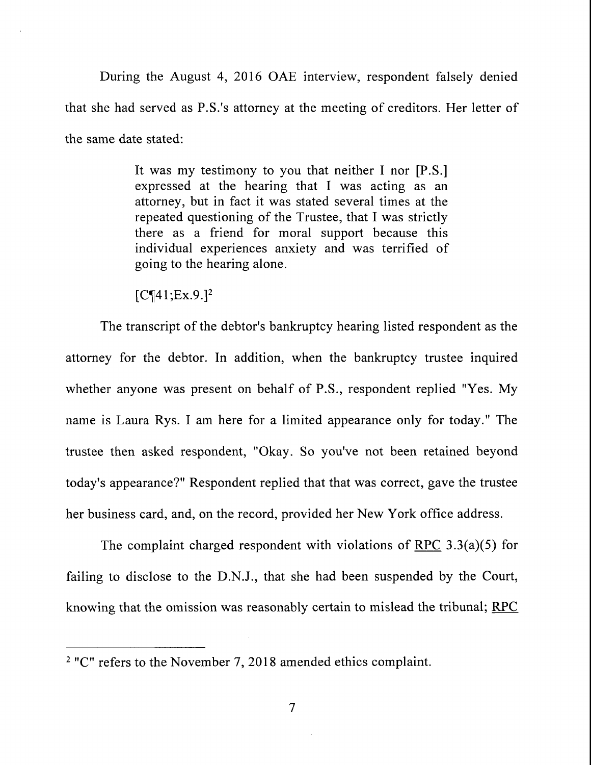During the August 4, 2016 OAE interview, respondent falsely denied that she had served as P.S.'s attorney at the meeting of creditors. Her letter of the same date stated:

> It was my testimony to you that neither I nor [P.S.] expressed at the hearing that I was acting as an attorney, but in fact it was stated several times at the repeated questioning of the Trustee, that I was strictly there as a friend for moral support because this individual experiences anxiety and was terrified of going to the hearing alone.
>
> [C¶41;Ex.9.][2]

The transcript of the debtor's bankruptcy hearing listed respondent as the attorney for the debtor. In addition, when the bankruptcy trustee inquired whether anyone was present on behalf of P.S., respondent replied "Yes. My name is Laura Rys. I am here for a limited appearance only for today." The trustee then asked respondent, "Okay. So you've not been retained beyond today's appearance?" Respondent replied that that was correct, gave the trustee her business card, and, on the record, provided her New York office address.

The complaint charged respondent with violations of RPC 3.3(a)(5) for failing to disclose to the D.N.J., that she had been suspended by the Court, knowing that the omission was reasonably certain to mislead the tribunal; RPC

---

[2] "C" refers to the November 7, 2018 amended ethics complaint.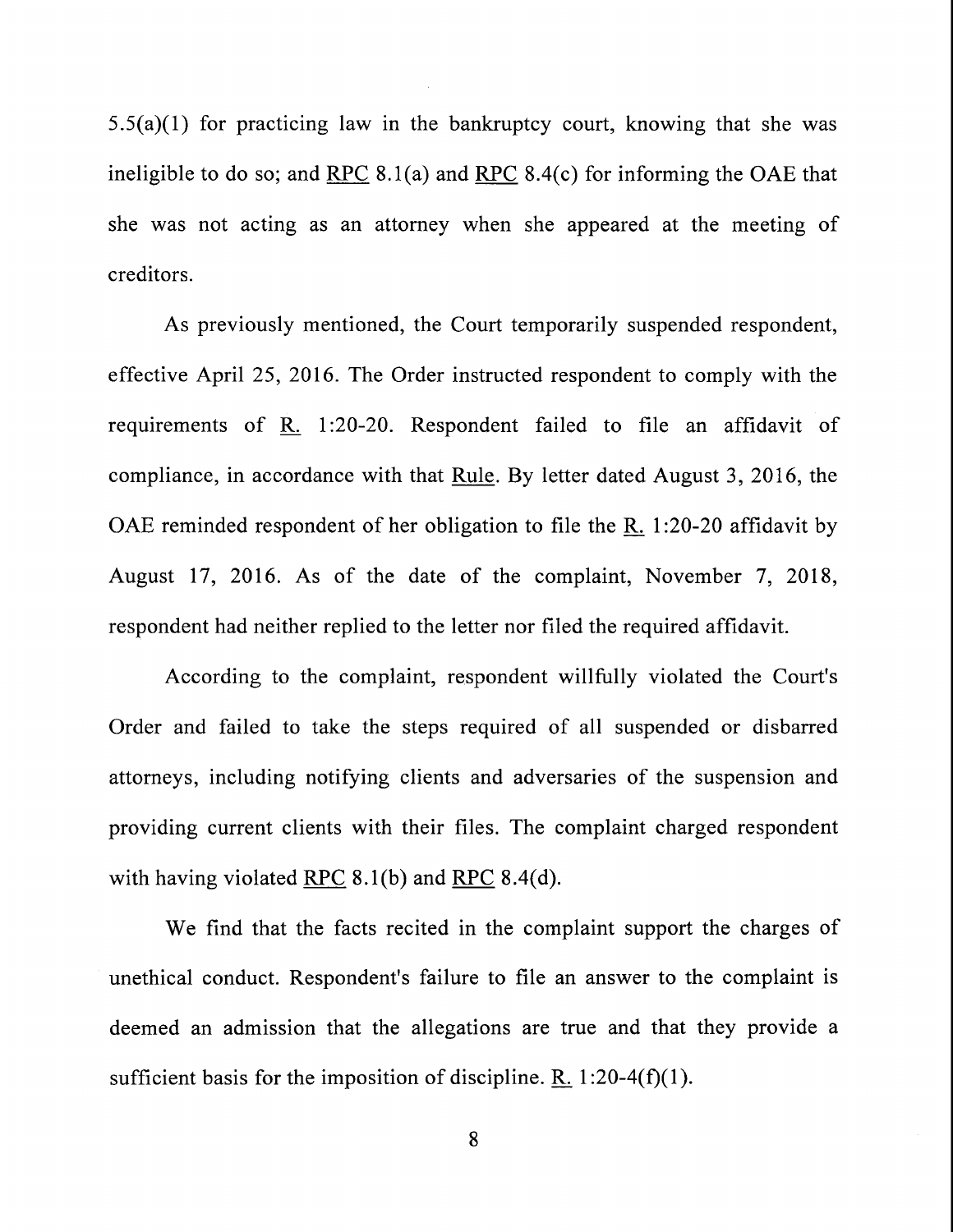5.5(a)(1) for practicing law in the bankruptcy court, knowing that she was ineligible to do so; and RPC 8.1(a) and RPC 8.4(c) for informing the OAE that she was not acting as an attorney when she appeared at the meeting of creditors.

As previously mentioned, the Court temporarily suspended respondent, effective April 25, 2016. The Order instructed respondent to comply with the requirements of R. 1:20-20. Respondent failed to file an affidavit of compliance, in accordance with that Rule. By letter dated August 3, 2016, the OAE reminded respondent of her obligation to file the R. 1:20-20 affidavit by August 17, 2016. As of the date of the complaint, November 7, 2018, respondent had neither replied to the letter nor filed the required affidavit.

According to the complaint, respondent willfully violated the Court's Order and failed to take the steps required of all suspended or disbarred attorneys, including notifying clients and adversaries of the suspension and providing current clients with their files. The complaint charged respondent with having violated RPC 8.1(b) and RPC 8.4(d).

We find that the facts recited in the complaint support the charges of unethical conduct. Respondent's failure to file an answer to the complaint is deemed an admission that the allegations are true and that they provide a sufficient basis for the imposition of discipline. R. 1:20-4(f)(1).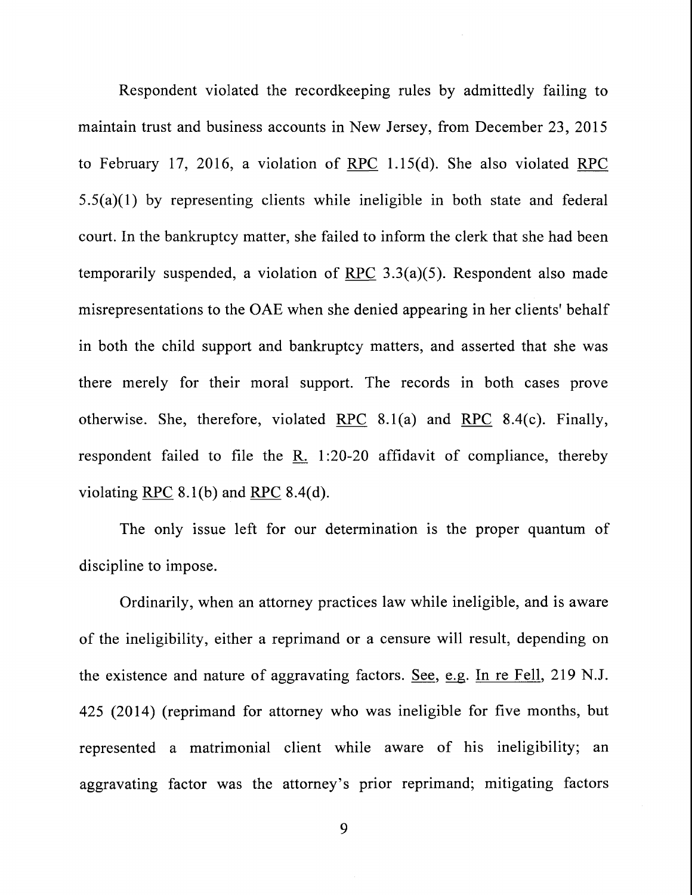Respondent violated the recordkeeping rules by admittedly failing to maintain trust and business accounts in New Jersey, from December 23, 2015 to February 17, 2016, a violation of RPC 1.15(d). She also violated RPC 5.5(a)(1) by representing clients while ineligible in both state and federal court. In the bankruptcy matter, she failed to inform the clerk that she had been temporarily suspended, a violation of RPC 3.3(a)(5). Respondent also made misrepresentations to the OAE when she denied appearing in her clients' behalf in both the child support and bankruptcy matters, and asserted that she was there merely for their moral support. The records in both cases prove otherwise. She, therefore, violated RPC 8.1(a) and RPC 8.4(c). Finally, respondent failed to file the R. 1:20-20 affidavit of compliance, thereby violating RPC 8.1(b) and RPC 8.4(d).

The only issue left for our determination is the proper quantum of discipline to impose.

Ordinarily, when an attorney practices law while ineligible, and is aware of the ineligibility, either a reprimand or a censure will result, depending on the existence and nature of aggravating factors. See, e.g. In re Fell, 219 N.J. 425 (2014) (reprimand for attorney who was ineligible for five months, but represented a matrimonial client while aware of his ineligibility; an aggravating factor was the attorney's prior reprimand; mitigating factors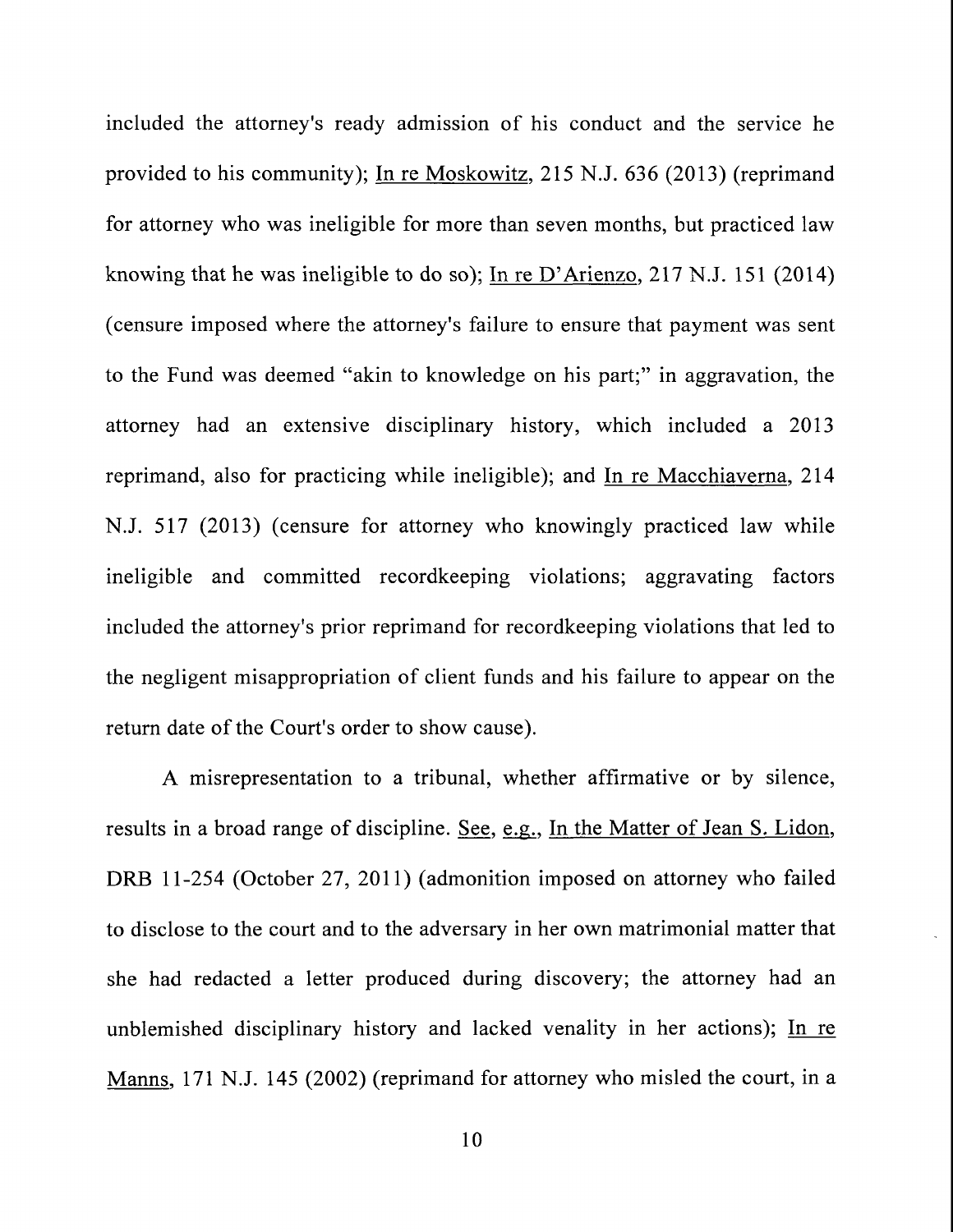included the attorney's ready admission of his conduct and the service he provided to his community); In re Moskowitz, 215 N.J. 636 (2013) (reprimand for attorney who was ineligible for more than seven months, but practiced law knowing that he was ineligible to do so); In re D'Arienzo, 217 N.J. 151 (2014) (censure imposed where the attorney's failure to ensure that payment was sent to the Fund was deemed "akin to knowledge on his part;" in aggravation, the attorney had an extensive disciplinary history, which included a 2013 reprimand, also for practicing while ineligible); and In re Macchiaverna, 214 N.J. 517 (2013) (censure for attorney who knowingly practiced law while ineligible and committed recordkeeping violations; aggravating factors included the attorney's prior reprimand for recordkeeping violations that led to the negligent misappropriation of client funds and his failure to appear on the return date of the Court's order to show cause).

A misrepresentation to a tribunal, whether affirmative or by silence, results in a broad range of discipline. See, e.g., In the Matter of Jean S. Lidon, DRB 11-254 (October 27, 2011) (admonition imposed on attorney who failed to disclose to the court and to the adversary in her own matrimonial matter that she had redacted a letter produced during discovery; the attorney had an unblemished disciplinary history and lacked venality in her actions); In re Manns, 171 N.J. 145 (2002) (reprimand for attorney who misled the court, in a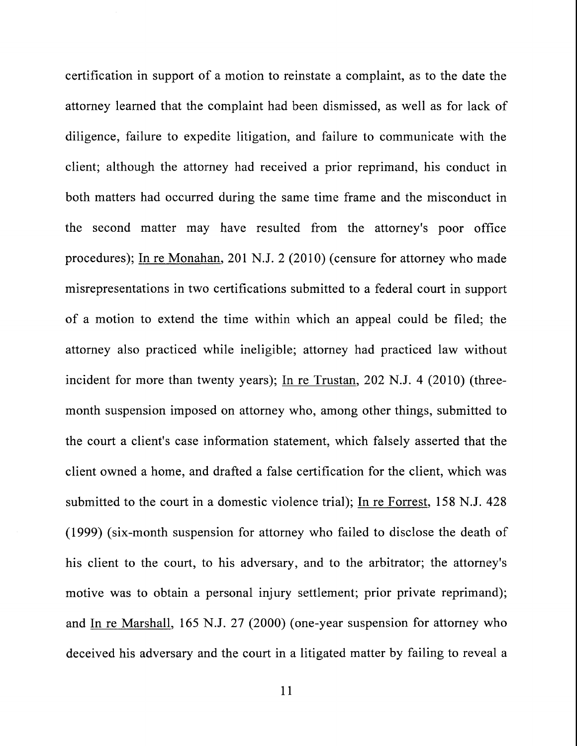certification in support of a motion to reinstate a complaint, as to the date the attorney learned that the complaint had been dismissed, as well as for lack of diligence, failure to expedite litigation, and failure to communicate with the client; although the attorney had received a prior reprimand, his conduct in both matters had occurred during the same time frame and the misconduct in the second matter may have resulted from the attorney's poor office procedures); In re Monahan, 201 N.J. 2 (2010) (censure for attorney who made misrepresentations in two certifications submitted to a federal court in support of a motion to extend the time within which an appeal could be filed; the attorney also practiced while ineligible; attorney had practiced law without incident for more than twenty years); In re Trustan, 202 N.J. 4 (2010) (three-month suspension imposed on attorney who, among other things, submitted to the court a client's case information statement, which falsely asserted that the client owned a home, and drafted a false certification for the client, which was submitted to the court in a domestic violence trial); In re Forrest, 158 N.J. 428 (1999) (six-month suspension for attorney who failed to disclose the death of his client to the court, to his adversary, and to the arbitrator; the attorney's motive was to obtain a personal injury settlement; prior private reprimand); and In re Marshall, 165 N.J. 27 (2000) (one-year suspension for attorney who deceived his adversary and the court in a litigated matter by failing to reveal a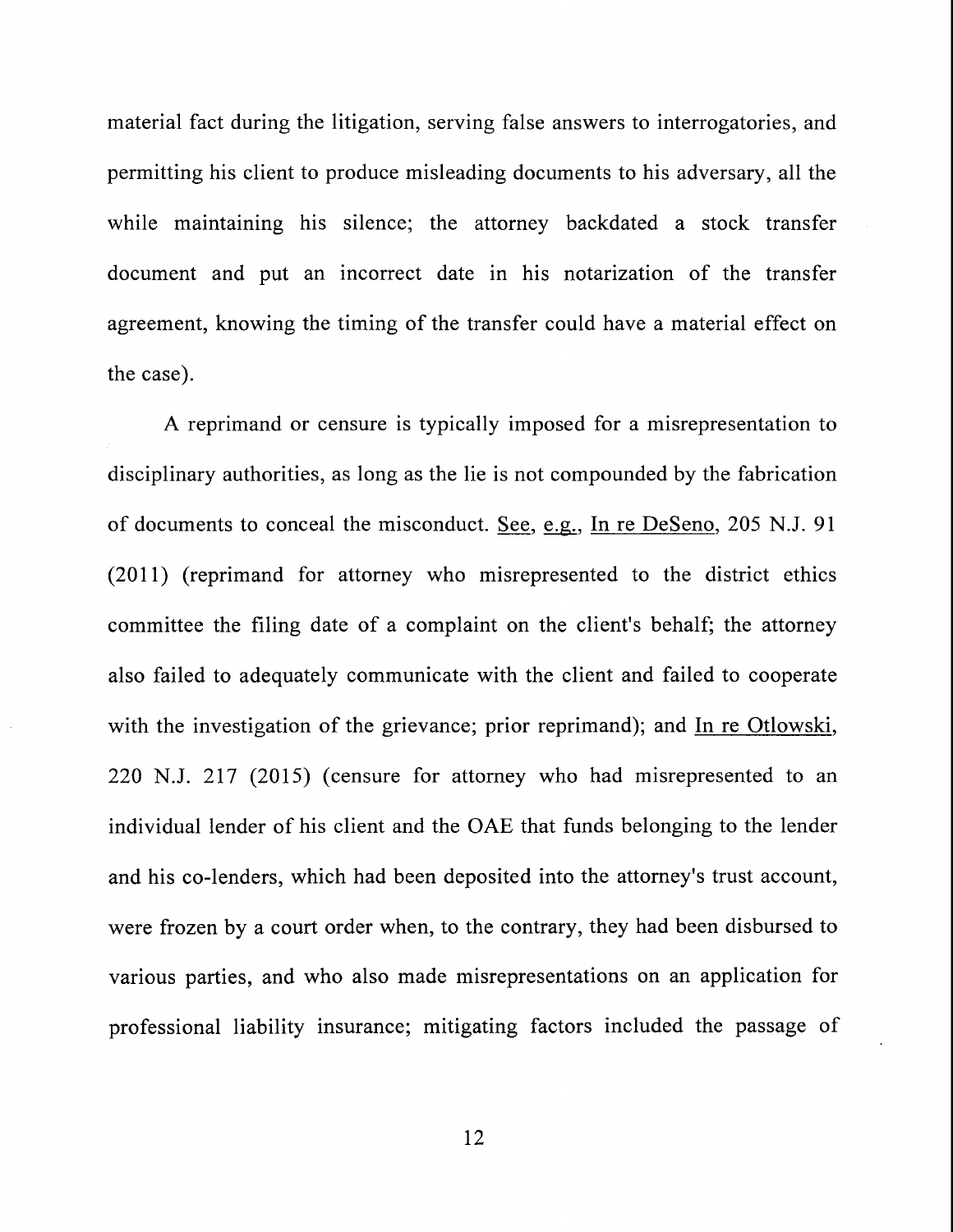material fact during the litigation, serving false answers to interrogatories, and permitting his client to produce misleading documents to his adversary, all the while maintaining his silence; the attorney backdated a stock transfer document and put an incorrect date in his notarization of the transfer agreement, knowing the timing of the transfer could have a material effect on the case).

A reprimand or censure is typically imposed for a misrepresentation to disciplinary authorities, as long as the lie is not compounded by the fabrication of documents to conceal the misconduct. See, e.g., In re DeSeno, 205 N.J. 91 (2011) (reprimand for attorney who misrepresented to the district ethics committee the filing date of a complaint on the client's behalf; the attorney also failed to adequately communicate with the client and failed to cooperate with the investigation of the grievance; prior reprimand); and In re Otlowski, 220 N.J. 217 (2015) (censure for attorney who had misrepresented to an individual lender of his client and the OAE that funds belonging to the lender and his co-lenders, which had been deposited into the attorney's trust account, were frozen by a court order when, to the contrary, they had been disbursed to various parties, and who also made misrepresentations on an application for professional liability insurance; mitigating factors included the passage of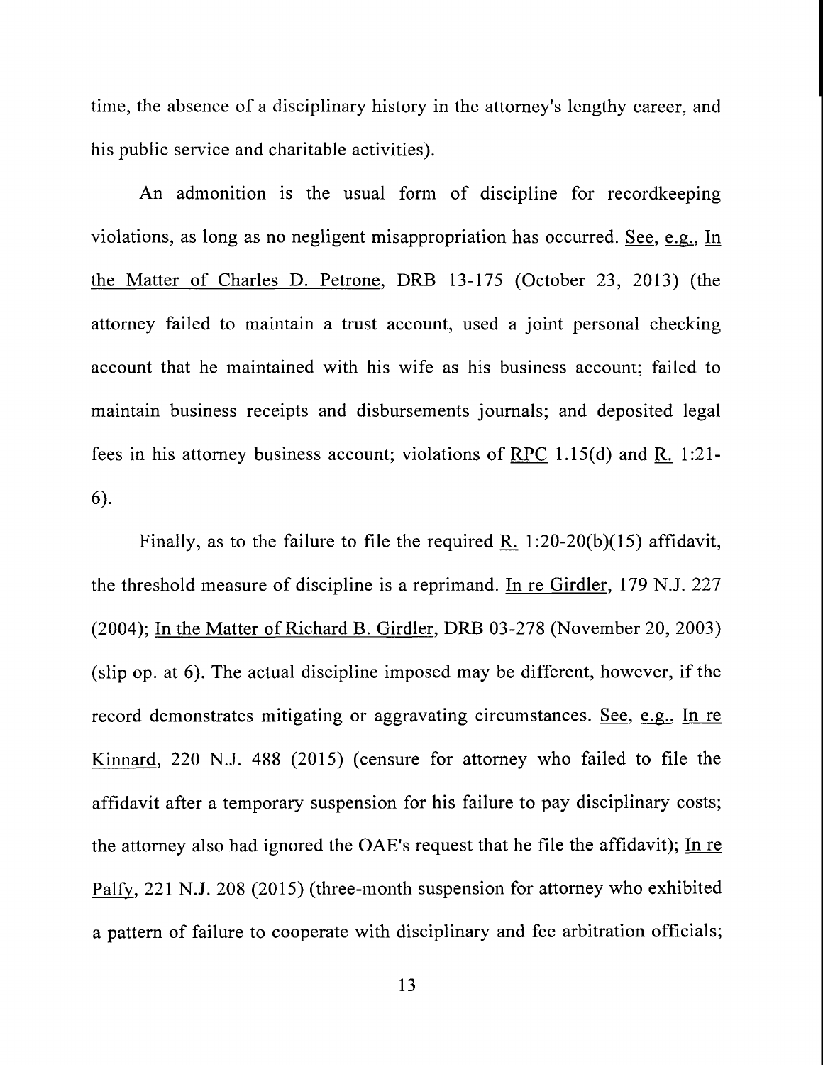time, the absence of a disciplinary history in the attorney's lengthy career, and his public service and charitable activities).

An admonition is the usual form of discipline for recordkeeping violations, as long as no negligent misappropriation has occurred. See, e.g., In the Matter of Charles D. Petrone, DRB 13-175 (October 23, 2013) (the attorney failed to maintain a trust account, used a joint personal checking account that he maintained with his wife as his business account; failed to maintain business receipts and disbursements journals; and deposited legal fees in his attorney business account; violations of RPC 1.15(d) and R. 1:21-6).

Finally, as to the failure to file the required R. 1:20-20(b)(15) affidavit, the threshold measure of discipline is a reprimand. In re Girdler, 179 N.J. 227 (2004); In the Matter of Richard B. Girdler, DRB 03-278 (November 20, 2003) (slip op. at 6). The actual discipline imposed may be different, however, if the record demonstrates mitigating or aggravating circumstances. See, e.g., In re Kinnard, 220 N.J. 488 (2015) (censure for attorney who failed to file the affidavit after a temporary suspension for his failure to pay disciplinary costs; the attorney also had ignored the OAE's request that he file the affidavit); In re Palfy, 221 N.J. 208 (2015) (three-month suspension for attorney who exhibited a pattern of failure to cooperate with disciplinary and fee arbitration officials;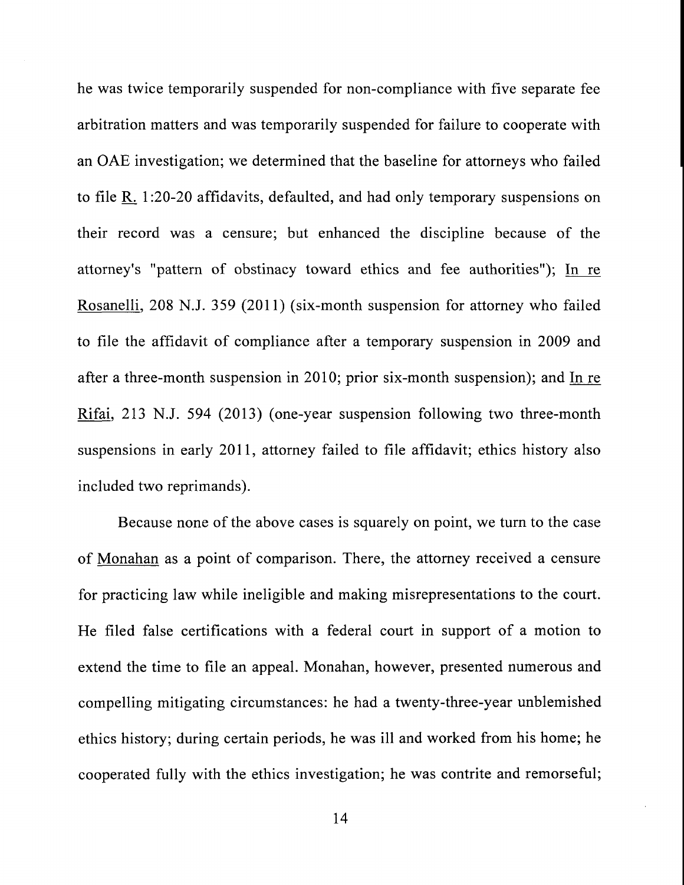he was twice temporarily suspended for non-compliance with five separate fee arbitration matters and was temporarily suspended for failure to cooperate with an OAE investigation; we determined that the baseline for attorneys who failed to file R. 1:20-20 affidavits, defaulted, and had only temporary suspensions on their record was a censure; but enhanced the discipline because of the attorney's "pattern of obstinacy toward ethics and fee authorities"); In re Rosanelli, 208 N.J. 359 (2011) (six-month suspension for attorney who failed to file the affidavit of compliance after a temporary suspension in 2009 and after a three-month suspension in 2010; prior six-month suspension); and In re Rifai, 213 N.J. 594 (2013) (one-year suspension following two three-month suspensions in early 2011, attorney failed to file affidavit; ethics history also included two reprimands).

Because none of the above cases is squarely on point, we turn to the case of Monahan as a point of comparison. There, the attorney received a censure for practicing law while ineligible and making misrepresentations to the court. He filed false certifications with a federal court in support of a motion to extend the time to file an appeal. Monahan, however, presented numerous and compelling mitigating circumstances: he had a twenty-three-year unblemished ethics history; during certain periods, he was ill and worked from his home; he cooperated fully with the ethics investigation; he was contrite and remorseful;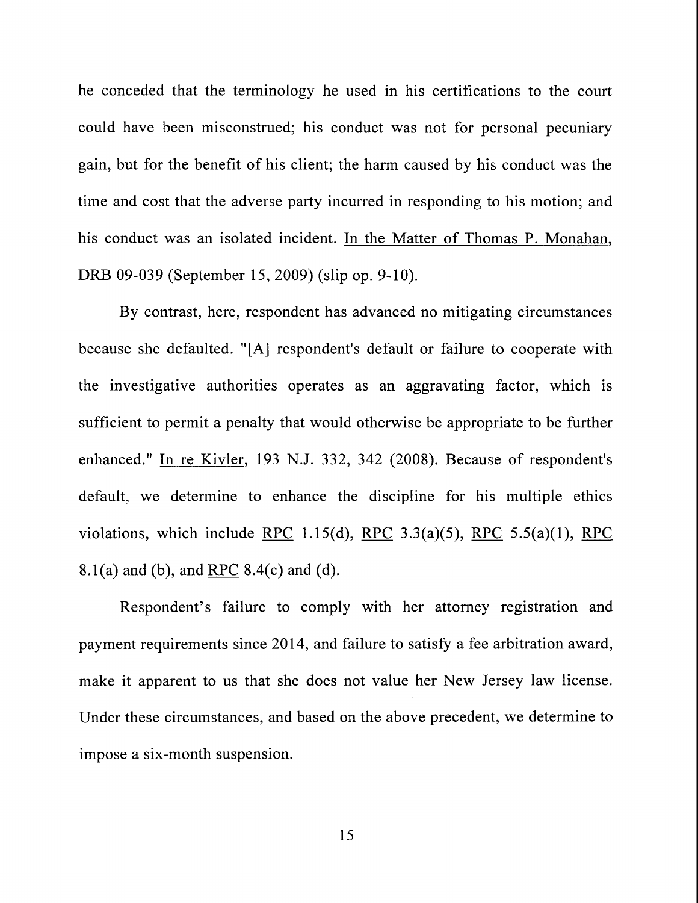he conceded that the terminology he used in his certifications to the court could have been misconstrued; his conduct was not for personal pecuniary gain, but for the benefit of his client; the harm caused by his conduct was the time and cost that the adverse party incurred in responding to his motion; and his conduct was an isolated incident. In the Matter of Thomas P. Monahan, DRB 09-039 (September 15, 2009) (slip op. 9-10).

By contrast, here, respondent has advanced no mitigating circumstances because she defaulted. "[A] respondent's default or failure to cooperate with the investigative authorities operates as an aggravating factor, which is sufficient to permit a penalty that would otherwise be appropriate to be further enhanced." In re Kivler, 193 N.J. 332, 342 (2008). Because of respondent's default, we determine to enhance the discipline for his multiple ethics violations, which include RPC 1.15(d), RPC 3.3(a)(5), RPC 5.5(a)(1), RPC 8.1(a) and (b), and RPC 8.4(c) and (d).

Respondent's failure to comply with her attorney registration and payment requirements since 2014, and failure to satisfy a fee arbitration award, make it apparent to us that she does not value her New Jersey law license. Under these circumstances, and based on the above precedent, we determine to impose a six-month suspension.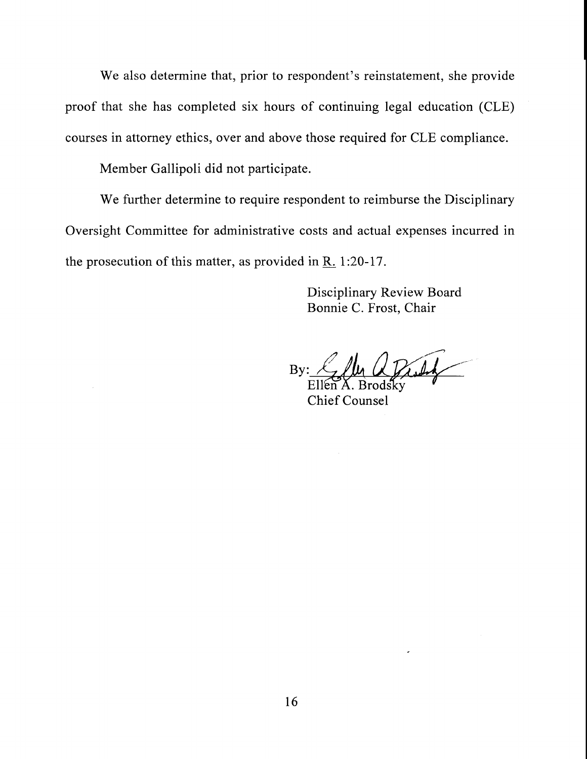We also determine that, prior to respondent's reinstatement, she provide proof that she has completed six hours of continuing legal education (CLE) courses in attorney ethics, over and above those required for CLE compliance.

Member Gallipoli did not participate.

We further determine to require respondent to reimburse the Disciplinary Oversight Committee for administrative costs and actual expenses incurred in the prosecution of this matter, as provided in R. 1:20-17.

Disciplinary Review Board
Bonnie C. Frost, Chair

By: ____________________
Ellen A. Brodsky
Chief Counsel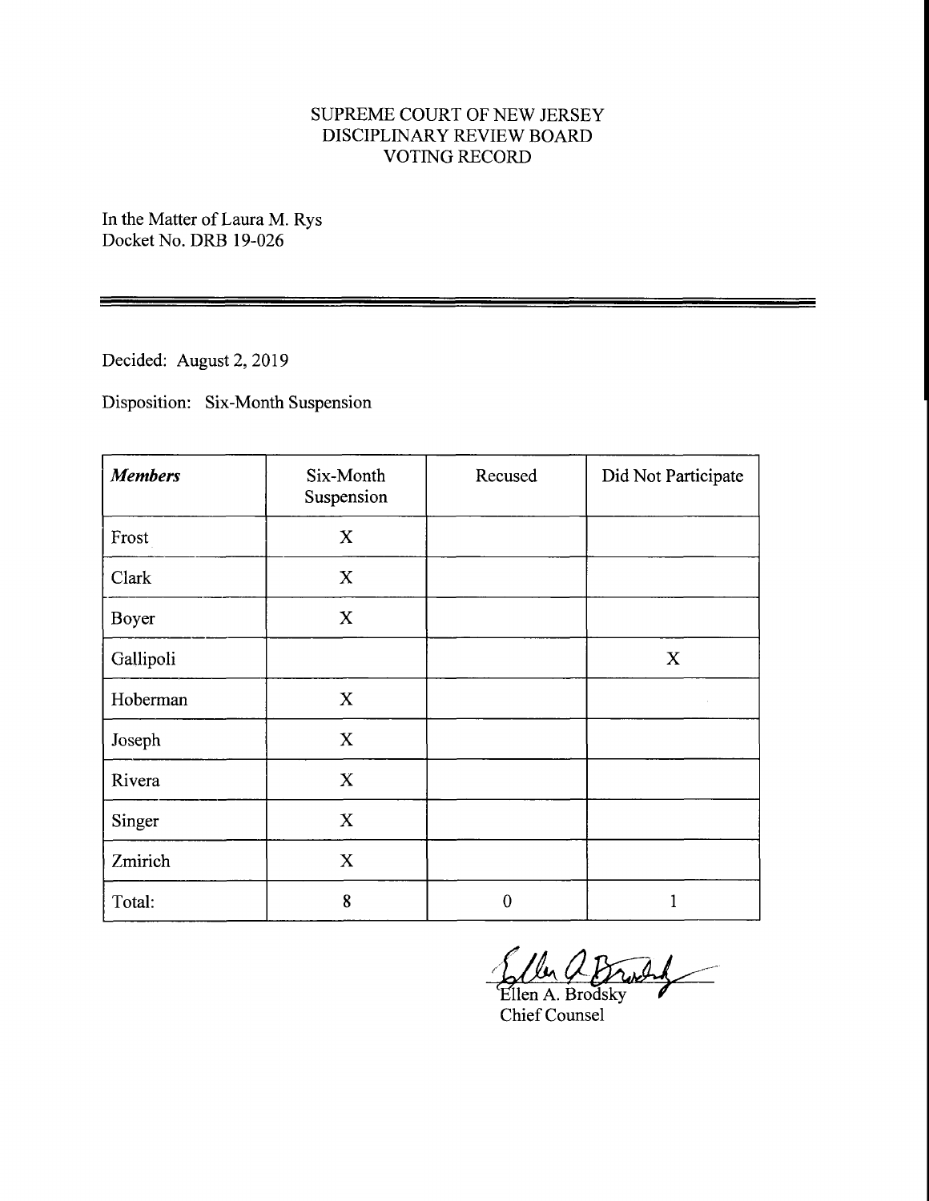SUPREME COURT OF NEW JERSEY
DISCIPLINARY REVIEW BOARD
VOTING RECORD

In the Matter of Laura M. Rys
Docket No. DRB 19-026

---

Decided: August 2, 2019

Disposition: Six-Month Suspension

| ***Members*** | Six-Month Suspension | Recused | Did Not Participate |
|---|---|---|---|
| Frost | X | | |
| Clark | X | | |
| Boyer | X | | |
| Gallipoli | | | X |
| Hoberman | X | | |
| Joseph | X | | |
| Rivera | X | | |
| Singer | X | | |
| Zmirich | X | | |
| Total: | 8 | 0 | 1 |

Ellen A. Brodsky
Chief Counsel